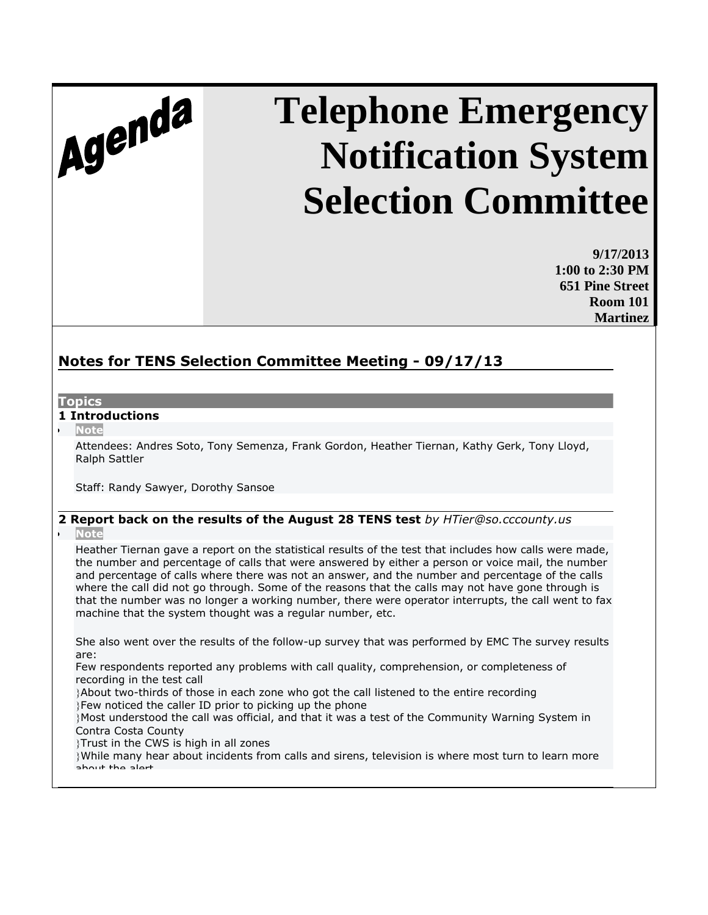Agenda

# Telephone Emergency Notification System Selection Committee

**9/17/2013**
**1:00 to 2:30 PM**
**651 Pine Street**
**Room 101**
**Martinez**

## Notes for TENS Selection Committee Meeting - 09/17/13

**Topics**

### 1 Introductions

- **Note**

Attendees: Andres Soto, Tony Semenza, Frank Gordon, Heather Tiernan, Kathy Gerk, Tony Lloyd, Ralph Sattler

Staff: Randy Sawyer, Dorothy Sansoe

### 2 Report back on the results of the August 28 TENS test *by HTier@so.cccounty.us*

- **Note**

Heather Tiernan gave a report on the statistical results of the test that includes how calls were made, the number and percentage of calls that were answered by either a person or voice mail, the number and percentage of calls where there was not an answer, and the number and percentage of the calls where the call did not go through. Some of the reasons that the calls may not have gone through is that the number was no longer a working number, there were operator interrupts, the call went to fax machine that the system thought was a regular number, etc.

She also went over the results of the follow-up survey that was performed by EMC The survey results are:
Few respondents reported any problems with call quality, comprehension, or completeness of recording in the test call
- About two-thirds of those in each zone who got the call listened to the entire recording
- Few noticed the caller ID prior to picking up the phone
- Most understood the call was official, and that it was a test of the Community Warning System in Contra Costa County
- Trust in the CWS is high in all zones
- While many hear about incidents from calls and sirens, television is where most turn to learn more about the alert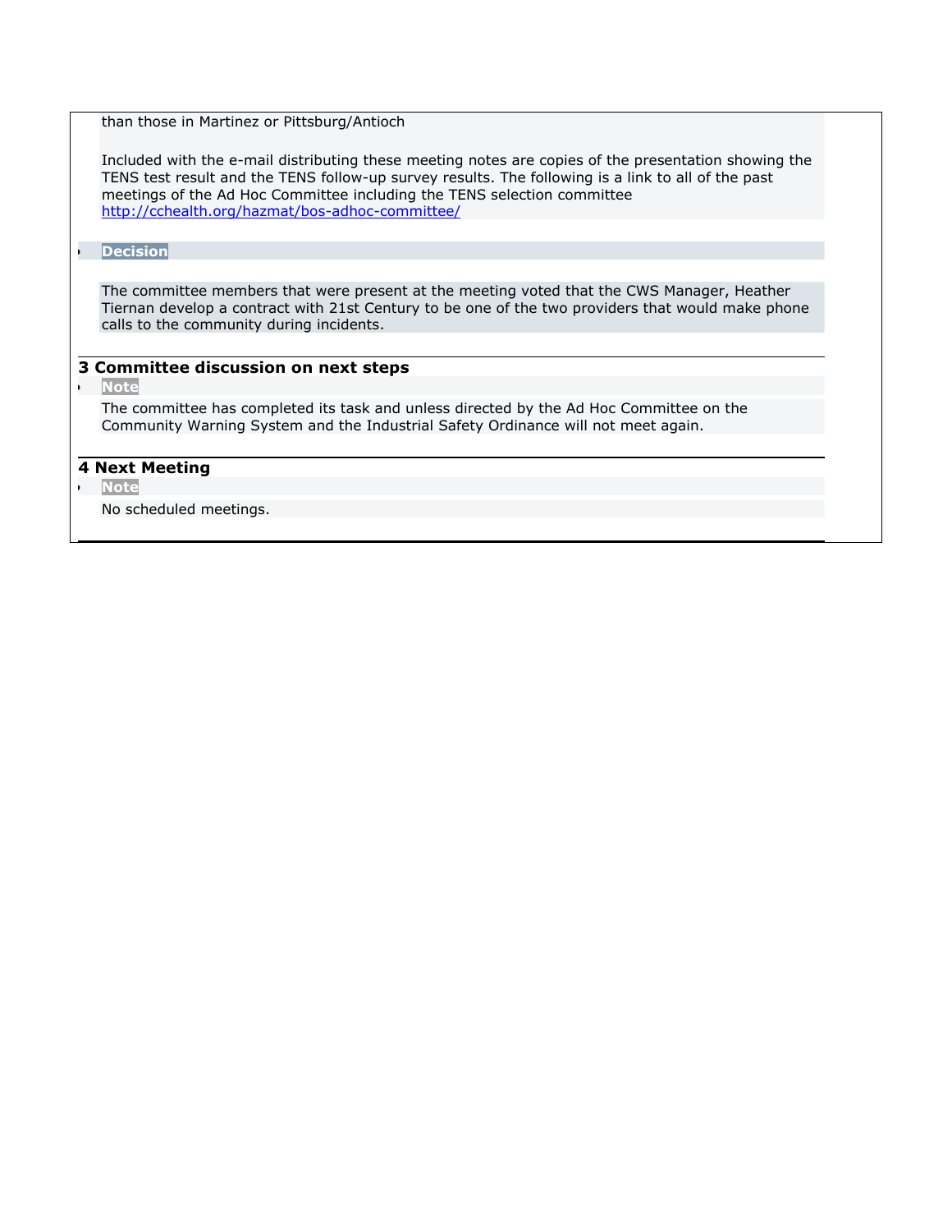than those in Martinez or Pittsburg/Antioch

Included with the e-mail distributing these meeting notes are copies of the presentation showing the TENS test result and the TENS follow-up survey results. The following is a link to all of the past meetings of the Ad Hoc Committee including the TENS selection committee [http://cchealth.org/hazmat/bos-adhoc-committee/](http://cchealth.org/hazmat/bos-adhoc-committee/)

- **Decision**

The committee members that were present at the meeting voted that the CWS Manager, Heather Tiernan develop a contract with 21st Century to be one of the two providers that would make phone calls to the community during incidents.

## 3 Committee discussion on next steps

- **Note**

The committee has completed its task and unless directed by the Ad Hoc Committee on the Community Warning System and the Industrial Safety Ordinance will not meet again.

## 4 Next Meeting

- **Note**

No scheduled meetings.